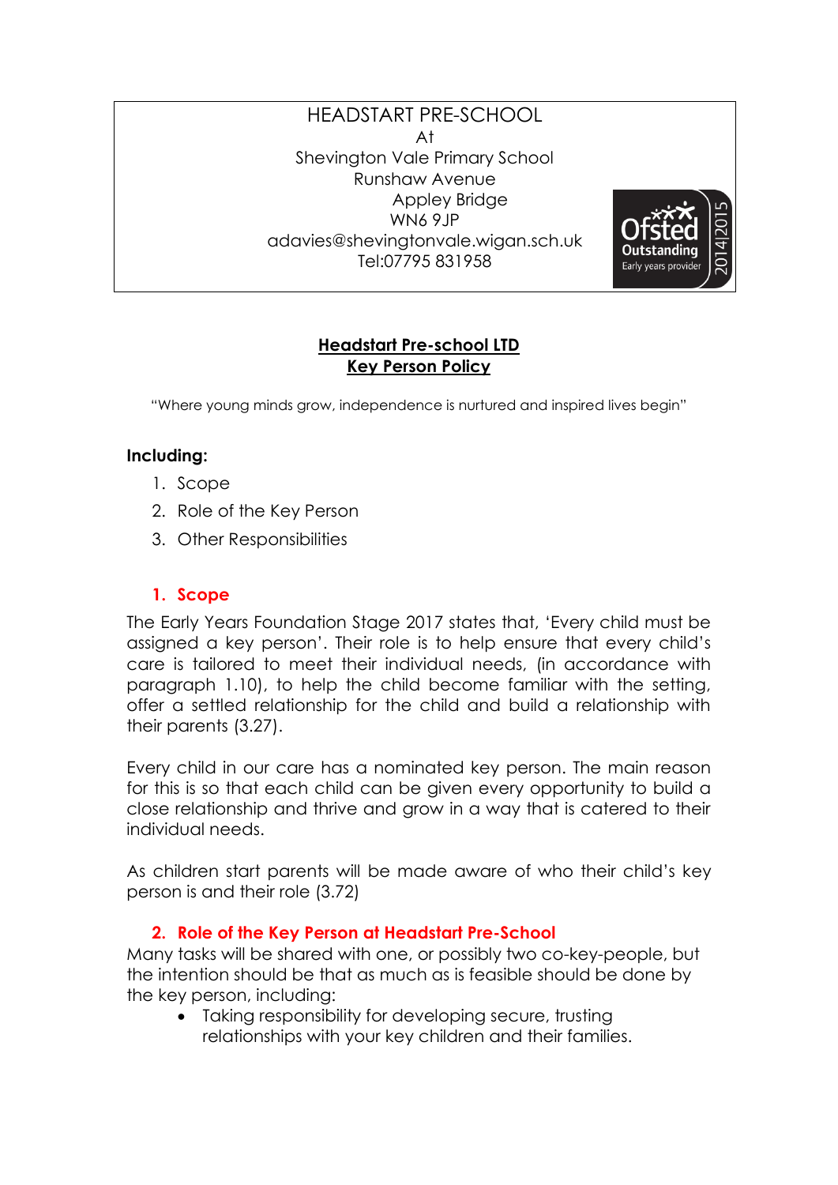HEADSTART PRE-SCHOOL
At
Shevington Vale Primary School
Runshaw Avenue
Appley Bridge
WN6 9JP
adavies@shevingtonvale.wigan.sch.uk
Tel:07795 831958

Ofsted Outstanding Early years provider 2014|2015

# Headstart Pre-school LTD
# Key Person Policy

"Where young minds grow, independence is nurtured and inspired lives begin"

**Including:**

1. Scope
2. Role of the Key Person
3. Other Responsibilities

## 1. Scope

The Early Years Foundation Stage 2017 states that, 'Every child must be assigned a key person'. Their role is to help ensure that every child's care is tailored to meet their individual needs, (in accordance with paragraph 1.10), to help the child become familiar with the setting, offer a settled relationship for the child and build a relationship with their parents (3.27).

Every child in our care has a nominated key person. The main reason for this is so that each child can be given every opportunity to build a close relationship and thrive and grow in a way that is catered to their individual needs.

As children start parents will be made aware of who their child's key person is and their role (3.72)

## 2. Role of the Key Person at Headstart Pre-School

Many tasks will be shared with one, or possibly two co-key-people, but the intention should be that as much as is feasible should be done by the key person, including:

- Taking responsibility for developing secure, trusting relationships with your key children and their families.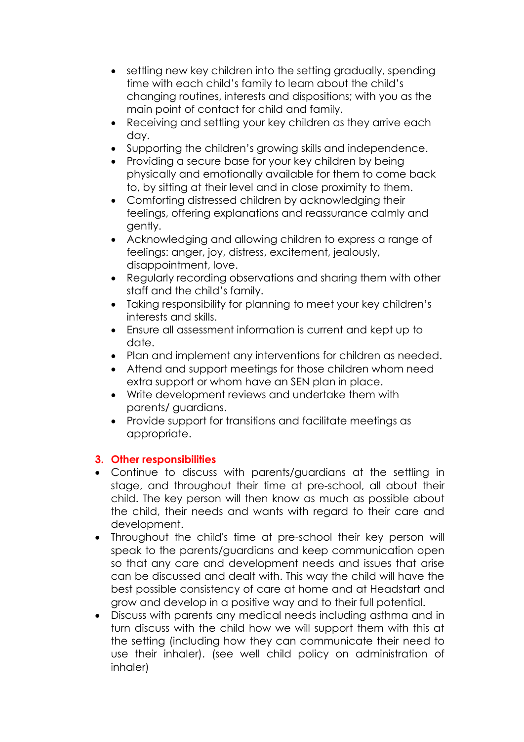- settling new key children into the setting gradually, spending time with each child's family to learn about the child's changing routines, interests and dispositions; with you as the main point of contact for child and family.
- Receiving and settling your key children as they arrive each day.
- Supporting the children's growing skills and independence.
- Providing a secure base for your key children by being physically and emotionally available for them to come back to, by sitting at their level and in close proximity to them.
- Comforting distressed children by acknowledging their feelings, offering explanations and reassurance calmly and gently.
- Acknowledging and allowing children to express a range of feelings: anger, joy, distress, excitement, jealously, disappointment, love.
- Regularly recording observations and sharing them with other staff and the child's family.
- Taking responsibility for planning to meet your key children's interests and skills.
- Ensure all assessment information is current and kept up to date.
- Plan and implement any interventions for children as needed.
- Attend and support meetings for those children whom need extra support or whom have an SEN plan in place.
- Write development reviews and undertake them with parents/ guardians.
- Provide support for transitions and facilitate meetings as appropriate.

## 3. Other responsibilities

- Continue to discuss with parents/guardians at the settling in stage, and throughout their time at pre-school, all about their child. The key person will then know as much as possible about the child, their needs and wants with regard to their care and development.
- Throughout the child's time at pre-school their key person will speak to the parents/guardians and keep communication open so that any care and development needs and issues that arise can be discussed and dealt with. This way the child will have the best possible consistency of care at home and at Headstart and grow and develop in a positive way and to their full potential.
- Discuss with parents any medical needs including asthma and in turn discuss with the child how we will support them with this at the setting (including how they can communicate their need to use their inhaler). (see well child policy on administration of inhaler)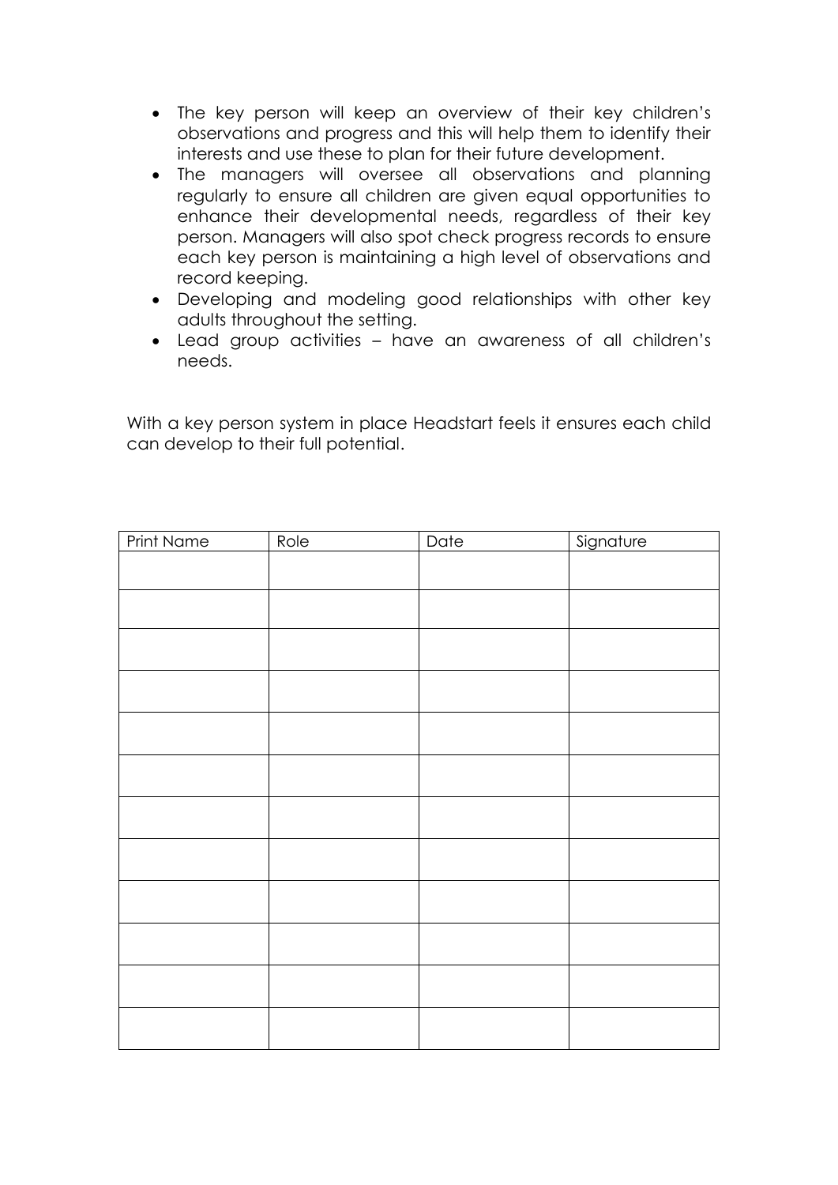- The key person will keep an overview of their key children's observations and progress and this will help them to identify their interests and use these to plan for their future development.
- The managers will oversee all observations and planning regularly to ensure all children are given equal opportunities to enhance their developmental needs, regardless of their key person. Managers will also spot check progress records to ensure each key person is maintaining a high level of observations and record keeping.
- Developing and modeling good relationships with other key adults throughout the setting.
- Lead group activities – have an awareness of all children's needs.

With a key person system in place Headstart feels it ensures each child can develop to their full potential.

| Print Name | Role | Date | Signature |
|---|---|---|---|
| | | | |
| | | | |
| | | | |
| | | | |
| | | | |
| | | | |
| | | | |
| | | | |
| | | | |
| | | | |
| | | | |
| | | | |